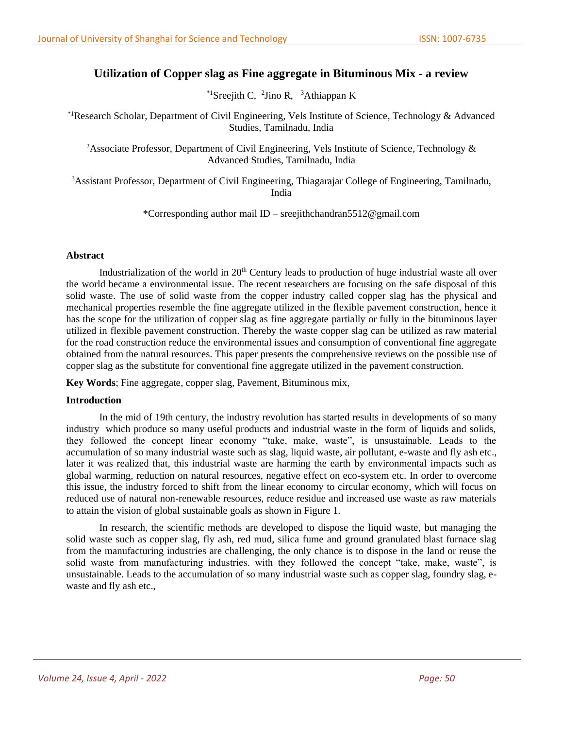# Utilization of Copper slag as Fine aggregate in Bituminous Mix - a review

*[1]Sreejith C, [2]Jino R, [3]Athiappan K

*[1]Research Scholar, Department of Civil Engineering, Vels Institute of Science, Technology & Advanced Studies, Tamilnadu, India

[2]Associate Professor, Department of Civil Engineering, Vels Institute of Science, Technology & Advanced Studies, Tamilnadu, India

[3]Assistant Professor, Department of Civil Engineering, Thiagarajar College of Engineering, Tamilnadu, India

*Corresponding author mail ID – sreejithchandran5512@gmail.com

## Abstract

Industrialization of the world in 20th Century leads to production of huge industrial waste all over the world became a environmental issue. The recent researchers are focusing on the safe disposal of this solid waste. The use of solid waste from the copper industry called copper slag has the physical and mechanical properties resemble the fine aggregate utilized in the flexible pavement construction, hence it has the scope for the utilization of copper slag as fine aggregate partially or fully in the bituminous layer utilized in flexible pavement construction. Thereby the waste copper slag can be utilized as raw material for the road construction reduce the environmental issues and consumption of conventional fine aggregate obtained from the natural resources. This paper presents the comprehensive reviews on the possible use of copper slag as the substitute for conventional fine aggregate utilized in the pavement construction.

**Key Words**; Fine aggregate, copper slag, Pavement, Bituminous mix,

## Introduction

In the mid of 19th century, the industry revolution has started results in developments of so many industry which produce so many useful products and industrial waste in the form of liquids and solids, they followed the concept linear economy "take, make, waste", is unsustainable. Leads to the accumulation of so many industrial waste such as slag, liquid waste, air pollutant, e-waste and fly ash etc., later it was realized that, this industrial waste are harming the earth by environmental impacts such as global warming, reduction on natural resources, negative effect on eco-system etc. In order to overcome this issue, the industry forced to shift from the linear economy to circular economy, which will focus on reduced use of natural non-renewable resources, reduce residue and increased use waste as raw materials to attain the vision of global sustainable goals as shown in Figure 1.

In research, the scientific methods are developed to dispose the liquid waste, but managing the solid waste such as copper slag, fly ash, red mud, silica fume and ground granulated blast furnace slag from the manufacturing industries are challenging, the only chance is to dispose in the land or reuse the solid waste from manufacturing industries. with they followed the concept "take, make, waste", is unsustainable. Leads to the accumulation of so many industrial waste such as copper slag, foundry slag, e-waste and fly ash etc.,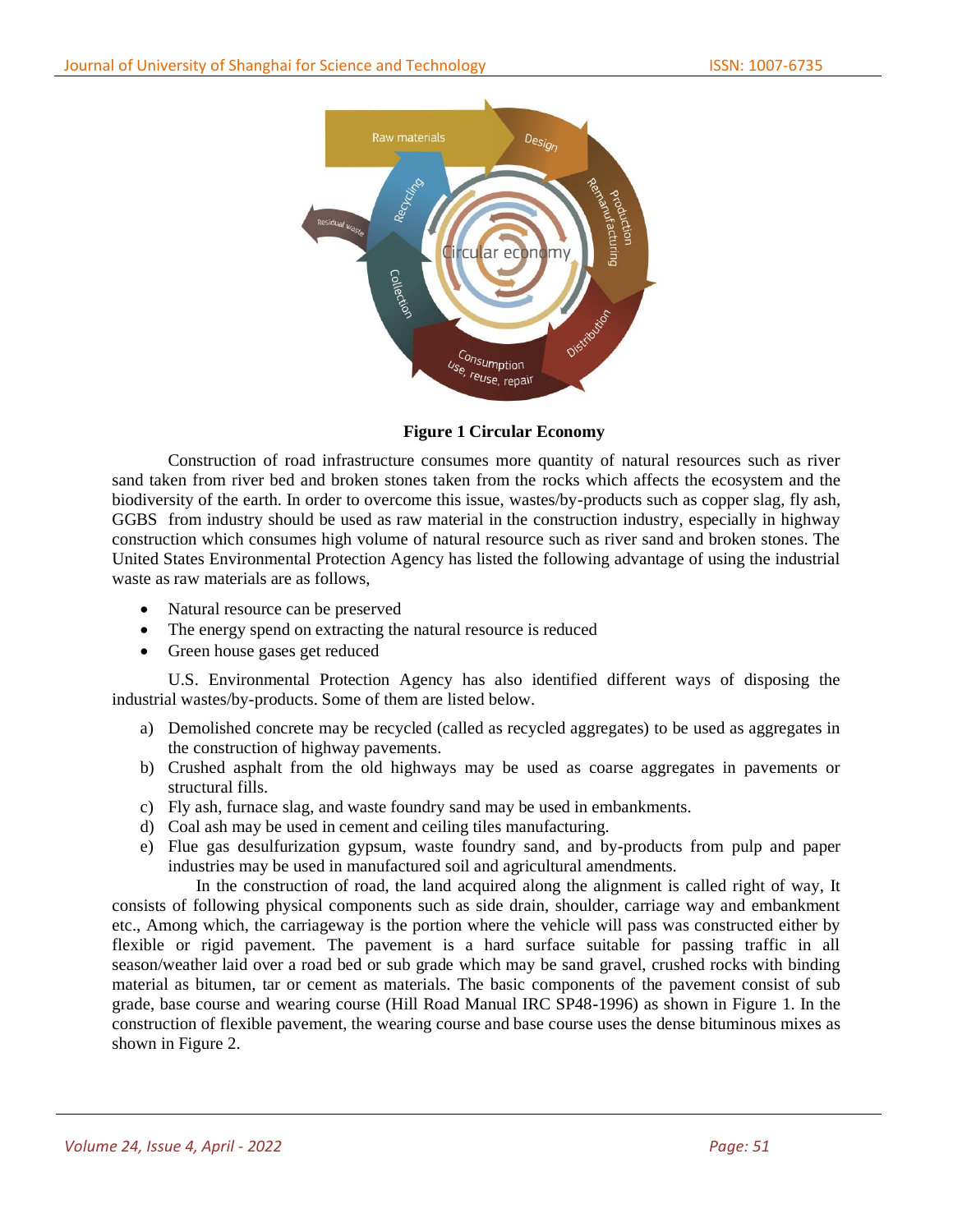**Figure 1 Circular Economy**

Construction of road infrastructure consumes more quantity of natural resources such as river sand taken from river bed and broken stones taken from the rocks which affects the ecosystem and the biodiversity of the earth. In order to overcome this issue, wastes/by-products such as copper slag, fly ash, GGBS from industry should be used as raw material in the construction industry, especially in highway construction which consumes high volume of natural resource such as river sand and broken stones. The United States Environmental Protection Agency has listed the following advantage of using the industrial waste as raw materials are as follows,

- Natural resource can be preserved
- The energy spend on extracting the natural resource is reduced
- Green house gases get reduced

U.S. Environmental Protection Agency has also identified different ways of disposing the industrial wastes/by-products. Some of them are listed below.

a) Demolished concrete may be recycled (called as recycled aggregates) to be used as aggregates in the construction of highway pavements.
b) Crushed asphalt from the old highways may be used as coarse aggregates in pavements or structural fills.
c) Fly ash, furnace slag, and waste foundry sand may be used in embankments.
d) Coal ash may be used in cement and ceiling tiles manufacturing.
e) Flue gas desulfurization gypsum, waste foundry sand, and by-products from pulp and paper industries may be used in manufactured soil and agricultural amendments.

In the construction of road, the land acquired along the alignment is called right of way, It consists of following physical components such as side drain, shoulder, carriage way and embankment etc., Among which, the carriageway is the portion where the vehicle will pass was constructed either by flexible or rigid pavement. The pavement is a hard surface suitable for passing traffic in all season/weather laid over a road bed or sub grade which may be sand gravel, crushed rocks with binding material as bitumen, tar or cement as materials. The basic components of the pavement consist of sub grade, base course and wearing course (Hill Road Manual IRC SP48-1996) as shown in Figure 1. In the construction of flexible pavement, the wearing course and base course uses the dense bituminous mixes as shown in Figure 2.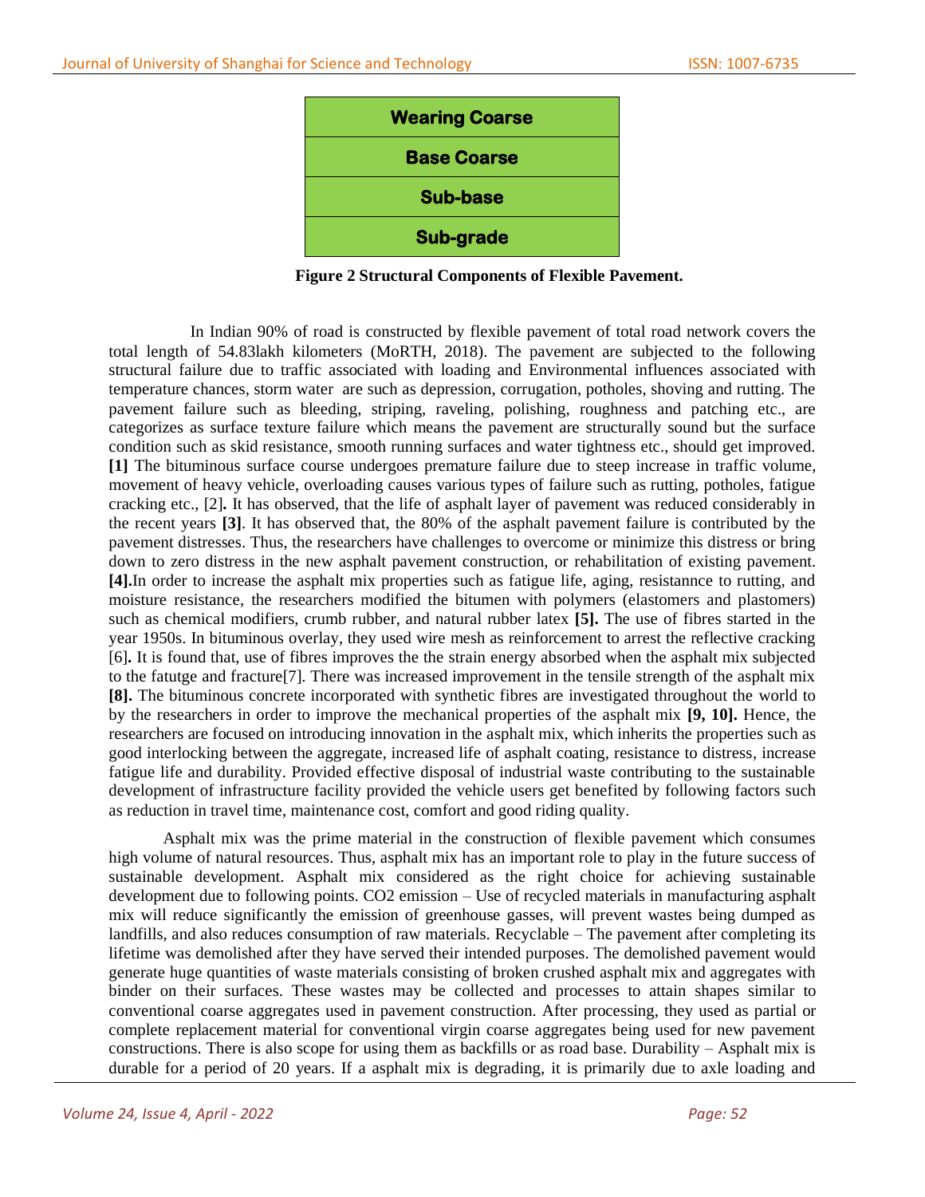| Wearing Coarse |
| --- |
| Base Coarse |
| Sub-base |
| Sub-grade |

**Figure 2 Structural Components of Flexible Pavement.**

In Indian 90% of road is constructed by flexible pavement of total road network covers the total length of 54.83lakh kilometers (MoRTH, 2018). The pavement are subjected to the following structural failure due to traffic associated with loading and Environmental influences associated with temperature chances, storm water are such as depression, corrugation, potholes, shoving and rutting. The pavement failure such as bleeding, striping, raveling, polishing, roughness and patching etc., are categorizes as surface texture failure which means the pavement are structurally sound but the surface condition such as skid resistance, smooth running surfaces and water tightness etc., should get improved. **[1]** The bituminous surface course undergoes premature failure due to steep increase in traffic volume, movement of heavy vehicle, overloading causes various types of failure such as rutting, potholes, fatigue cracking etc., [2]**.** It has observed, that the life of asphalt layer of pavement was reduced considerably in the recent years **[3]**. It has observed that, the 80% of the asphalt pavement failure is contributed by the pavement distresses. Thus, the researchers have challenges to overcome or minimize this distress or bring down to zero distress in the new asphalt pavement construction, or rehabilitation of existing pavement. **[4].**In order to increase the asphalt mix properties such as fatigue life, aging, resistannce to rutting, and moisture resistance, the researchers modified the bitumen with polymers (elastomers and plastomers) such as chemical modifiers, crumb rubber, and natural rubber latex **[5].** The use of fibres started in the year 1950s. In bituminous overlay, they used wire mesh as reinforcement to arrest the reflective cracking [6]**.** It is found that, use of fibres improves the the strain energy absorbed when the asphalt mix subjected to the fatutge and fracture[7]. There was increased improvement in the tensile strength of the asphalt mix **[8].** The bituminous concrete incorporated with synthetic fibres are investigated throughout the world to by the researchers in order to improve the mechanical properties of the asphalt mix **[9, 10].** Hence, the researchers are focused on introducing innovation in the asphalt mix, which inherits the properties such as good interlocking between the aggregate, increased life of asphalt coating, resistance to distress, increase fatigue life and durability. Provided effective disposal of industrial waste contributing to the sustainable development of infrastructure facility provided the vehicle users get benefited by following factors such as reduction in travel time, maintenance cost, comfort and good riding quality.

Asphalt mix was the prime material in the construction of flexible pavement which consumes high volume of natural resources. Thus, asphalt mix has an important role to play in the future success of sustainable development. Asphalt mix considered as the right choice for achieving sustainable development due to following points. CO2 emission – Use of recycled materials in manufacturing asphalt mix will reduce significantly the emission of greenhouse gasses, will prevent wastes being dumped as landfills, and also reduces consumption of raw materials. Recyclable – The pavement after completing its lifetime was demolished after they have served their intended purposes. The demolished pavement would generate huge quantities of waste materials consisting of broken crushed asphalt mix and aggregates with binder on their surfaces. These wastes may be collected and processes to attain shapes similar to conventional coarse aggregates used in pavement construction. After processing, they used as partial or complete replacement material for conventional virgin coarse aggregates being used for new pavement constructions. There is also scope for using them as backfills or as road base. Durability – Asphalt mix is durable for a period of 20 years. If a asphalt mix is degrading, it is primarily due to axle loading and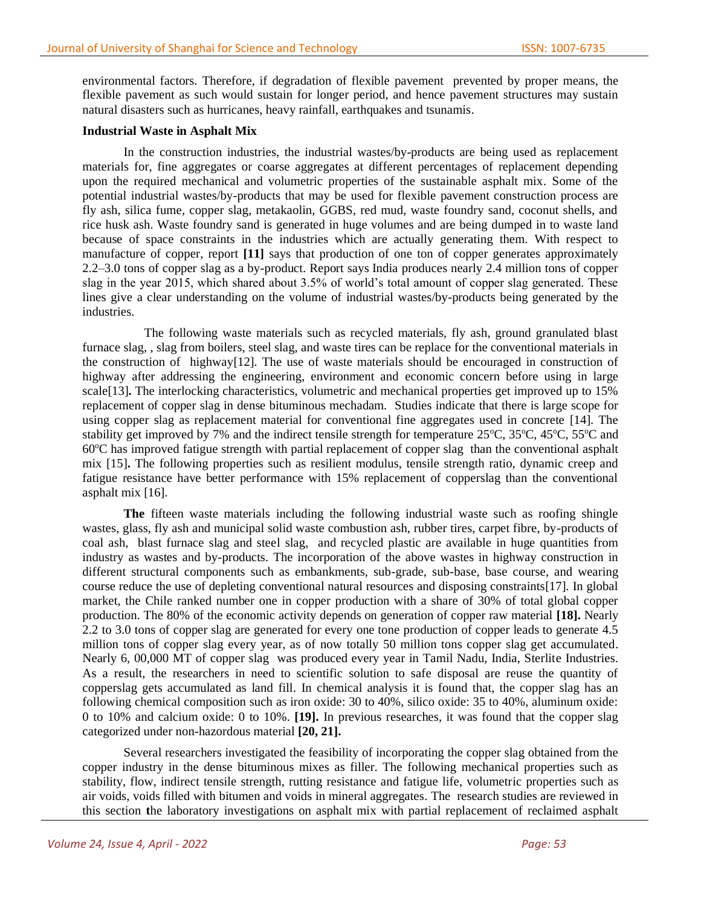environmental factors. Therefore, if degradation of flexible pavement prevented by proper means, the flexible pavement as such would sustain for longer period, and hence pavement structures may sustain natural disasters such as hurricanes, heavy rainfall, earthquakes and tsunamis.

**Industrial Waste in Asphalt Mix**

In the construction industries, the industrial wastes/by-products are being used as replacement materials for, fine aggregates or coarse aggregates at different percentages of replacement depending upon the required mechanical and volumetric properties of the sustainable asphalt mix. Some of the potential industrial wastes/by-products that may be used for flexible pavement construction process are fly ash, silica fume, copper slag, metakaolin, GGBS, red mud, waste foundry sand, coconut shells, and rice husk ash. Waste foundry sand is generated in huge volumes and are being dumped in to waste land because of space constraints in the industries which are actually generating them. With respect to manufacture of copper, report **[11]** says that production of one ton of copper generates approximately 2.2–3.0 tons of copper slag as a by-product. Report says India produces nearly 2.4 million tons of copper slag in the year 2015, which shared about 3.5% of world's total amount of copper slag generated. These lines give a clear understanding on the volume of industrial wastes/by-products being generated by the industries.

The following waste materials such as recycled materials, fly ash, ground granulated blast furnace slag, , slag from boilers, steel slag, and waste tires can be replace for the conventional materials in the construction of highway[12]. The use of waste materials should be encouraged in construction of highway after addressing the engineering, environment and economic concern before using in large scale[13]**.** The interlocking characteristics, volumetric and mechanical properties get improved up to 15% replacement of copper slag in dense bituminous mechadam. Studies indicate that there is large scope for using copper slag as replacement material for conventional fine aggregates used in concrete [14]. The stability get improved by 7% and the indirect tensile strength for temperature 25$^{o}$C, 35$^{o}$C, 45$^{o}$C, 55$^{o}$C and 60$^{o}$C has improved fatigue strength with partial replacement of copper slag than the conventional asphalt mix [15]**.** The following properties such as resilient modulus, tensile strength ratio, dynamic creep and fatigue resistance have better performance with 15% replacement of copperslag than the conventional asphalt mix [16].

**The** fifteen waste materials including the following industrial waste such as roofing shingle wastes, glass, fly ash and municipal solid waste combustion ash, rubber tires, carpet fibre, by-products of coal ash, blast furnace slag and steel slag, and recycled plastic are available in huge quantities from industry as wastes and by-products. The incorporation of the above wastes in highway construction in different structural components such as embankments, sub-grade, sub-base, base course, and wearing course reduce the use of depleting conventional natural resources and disposing constraints[17]. In global market, the Chile ranked number one in copper production with a share of 30% of total global copper production. The 80% of the economic activity depends on generation of copper raw material **[18].** Nearly 2.2 to 3.0 tons of copper slag are generated for every one tone production of copper leads to generate 4.5 million tons of copper slag every year, as of now totally 50 million tons copper slag get accumulated. Nearly 6, 00,000 MT of copper slag was produced every year in Tamil Nadu, India, Sterlite Industries. As a result, the researchers in need to scientific solution to safe disposal are reuse the quantity of copperslag gets accumulated as land fill. In chemical analysis it is found that, the copper slag has an following chemical composition such as iron oxide: 30 to 40%, silico oxide: 35 to 40%, aluminum oxide: 0 to 10% and calcium oxide: 0 to 10%. **[19].** In previous researches, it was found that the copper slag categorized under non-hazordous material **[20, 21].**

Several researchers investigated the feasibility of incorporating the copper slag obtained from the copper industry in the dense bituminous mixes as filler. The following mechanical properties such as stability, flow, indirect tensile strength, rutting resistance and fatigue life, volumetric properties such as air voids, voids filled with bitumen and voids in mineral aggregates. The research studies are reviewed in this section **t**he laboratory investigations on asphalt mix with partial replacement of reclaimed asphalt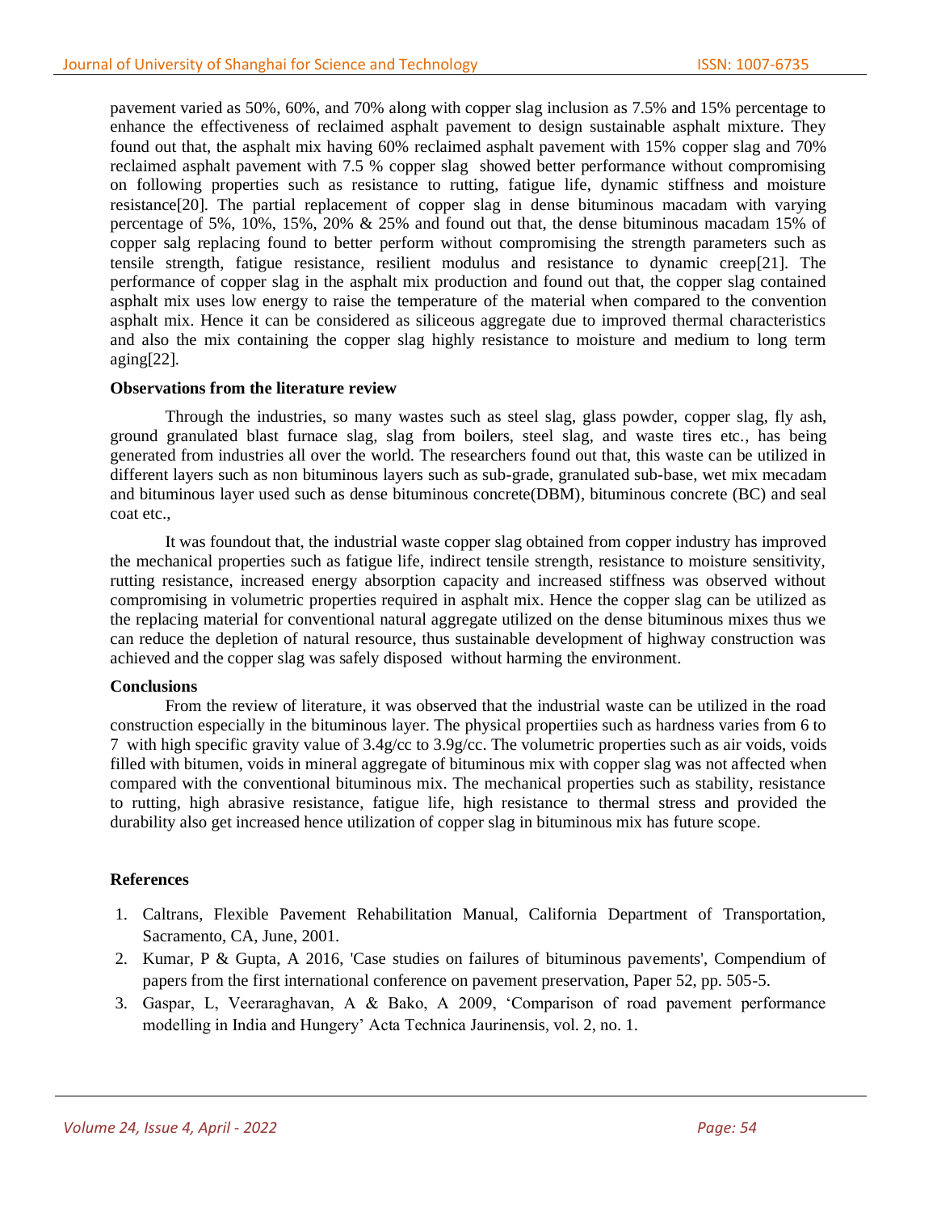pavement varied as 50%, 60%, and 70% along with copper slag inclusion as 7.5% and 15% percentage to enhance the effectiveness of reclaimed asphalt pavement to design sustainable asphalt mixture. They found out that, the asphalt mix having 60% reclaimed asphalt pavement with 15% copper slag and 70% reclaimed asphalt pavement with 7.5 % copper slag showed better performance without compromising on following properties such as resistance to rutting, fatigue life, dynamic stiffness and moisture resistance[20]. The partial replacement of copper slag in dense bituminous macadam with varying percentage of 5%, 10%, 15%, 20% & 25% and found out that, the dense bituminous macadam 15% of copper salg replacing found to better perform without compromising the strength parameters such as tensile strength, fatigue resistance, resilient modulus and resistance to dynamic creep[21]. The performance of copper slag in the asphalt mix production and found out that, the copper slag contained asphalt mix uses low energy to raise the temperature of the material when compared to the convention asphalt mix. Hence it can be considered as siliceous aggregate due to improved thermal characteristics and also the mix containing the copper slag highly resistance to moisture and medium to long term aging[22].

**Observations from the literature review**

Through the industries, so many wastes such as steel slag, glass powder, copper slag, fly ash, ground granulated blast furnace slag, slag from boilers, steel slag, and waste tires etc., has being generated from industries all over the world. The researchers found out that, this waste can be utilized in different layers such as non bituminous layers such as sub-grade, granulated sub-base, wet mix mecadam and bituminous layer used such as dense bituminous concrete(DBM), bituminous concrete (BC) and seal coat etc.,

It was foundout that, the industrial waste copper slag obtained from copper industry has improved the mechanical properties such as fatigue life, indirect tensile strength, resistance to moisture sensitivity, rutting resistance, increased energy absorption capacity and increased stiffness was observed without compromising in volumetric properties required in asphalt mix. Hence the copper slag can be utilized as the replacing material for conventional natural aggregate utilized on the dense bituminous mixes thus we can reduce the depletion of natural resource, thus sustainable development of highway construction was achieved and the copper slag was safely disposed without harming the environment.

**Conclusions**

From the review of literature, it was observed that the industrial waste can be utilized in the road construction especially in the bituminous layer. The physical propertiies such as hardness varies from 6 to 7 with high specific gravity value of 3.4g/cc to 3.9g/cc. The volumetric properties such as air voids, voids filled with bitumen, voids in mineral aggregate of bituminous mix with copper slag was not affected when compared with the conventional bituminous mix. The mechanical properties such as stability, resistance to rutting, high abrasive resistance, fatigue life, high resistance to thermal stress and provided the durability also get increased hence utilization of copper slag in bituminous mix has future scope.

**References**

1. Caltrans, Flexible Pavement Rehabilitation Manual, California Department of Transportation, Sacramento, CA, June, 2001.
2. Kumar, P & Gupta, A 2016, 'Case studies on failures of bituminous pavements', Compendium of papers from the first international conference on pavement preservation, Paper 52, pp. 505-5.
3. Gaspar, L, Veeraraghavan, A & Bako, A 2009, 'Comparison of road pavement performance modelling in India and Hungery' Acta Technica Jaurinensis, vol. 2, no. 1.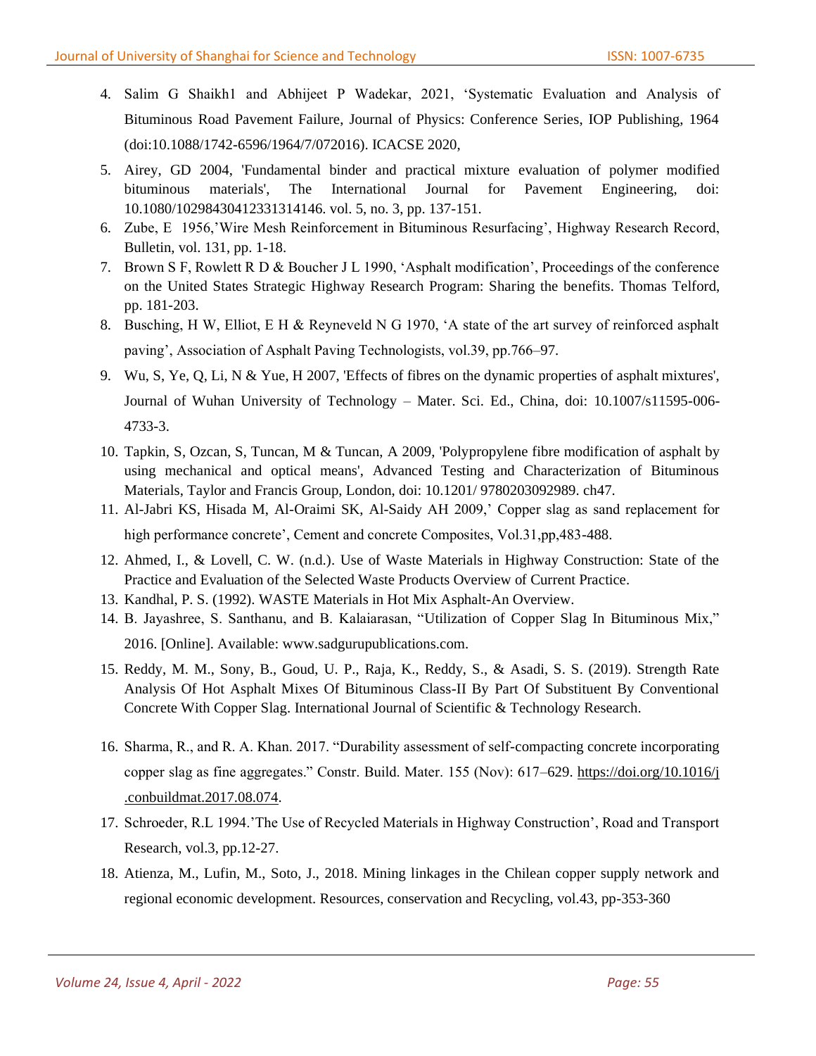4. Salim G Shaikh1 and Abhijeet P Wadekar, 2021, 'Systematic Evaluation and Analysis of Bituminous Road Pavement Failure, Journal of Physics: Conference Series, IOP Publishing, 1964 (doi:10.1088/1742-6596/1964/7/072016). ICACSE 2020,
5. Airey, GD 2004, 'Fundamental binder and practical mixture evaluation of polymer modified bituminous materials', The International Journal for Pavement Engineering, doi: 10.1080/10298430412331314146. vol. 5, no. 3, pp. 137-151.
6. Zube, E 1956,'Wire Mesh Reinforcement in Bituminous Resurfacing', Highway Research Record, Bulletin, vol. 131, pp. 1-18.
7. Brown S F, Rowlett R D & Boucher J L 1990, 'Asphalt modification', Proceedings of the conference on the United States Strategic Highway Research Program: Sharing the benefits. Thomas Telford, pp. 181-203.
8. Busching, H W, Elliot, E H & Reyneveld N G 1970, 'A state of the art survey of reinforced asphalt paving', Association of Asphalt Paving Technologists, vol.39, pp.766–97.
9. Wu, S, Ye, Q, Li, N & Yue, H 2007, 'Effects of fibres on the dynamic properties of asphalt mixtures', Journal of Wuhan University of Technology – Mater. Sci. Ed., China, doi: 10.1007/s11595-006-4733-3.
10. Tapkin, S, Ozcan, S, Tuncan, M & Tuncan, A 2009, 'Polypropylene fibre modification of asphalt by using mechanical and optical means', Advanced Testing and Characterization of Bituminous Materials, Taylor and Francis Group, London, doi: 10.1201/ 9780203092989. ch47.
11. Al-Jabri KS, Hisada M, Al-Oraimi SK, Al-Saidy AH 2009,' Copper slag as sand replacement for high performance concrete', Cement and concrete Composites, Vol.31,pp,483-488.
12. Ahmed, I., & Lovell, C. W. (n.d.). Use of Waste Materials in Highway Construction: State of the Practice and Evaluation of the Selected Waste Products Overview of Current Practice.
13. Kandhal, P. S. (1992). WASTE Materials in Hot Mix Asphalt-An Overview.
14. B. Jayashree, S. Santhanu, and B. Kalaiarasan, "Utilization of Copper Slag In Bituminous Mix," 2016. [Online]. Available: www.sadgurupublications.com.
15. Reddy, M. M., Sony, B., Goud, U. P., Raja, K., Reddy, S., & Asadi, S. S. (2019). Strength Rate Analysis Of Hot Asphalt Mixes Of Bituminous Class-II By Part Of Substituent By Conventional Concrete With Copper Slag. International Journal of Scientific & Technology Research.
16. Sharma, R., and R. A. Khan. 2017. "Durability assessment of self-compacting concrete incorporating copper slag as fine aggregates." Constr. Build. Mater. 155 (Nov): 617–629. https://doi.org/10.1016/j.conbuildmat.2017.08.074.
17. Schroeder, R.L 1994.'The Use of Recycled Materials in Highway Construction', Road and Transport Research, vol.3, pp.12-27.
18. Atienza, M., Lufin, M., Soto, J., 2018. Mining linkages in the Chilean copper supply network and regional economic development. Resources, conservation and Recycling, vol.43, pp-353-360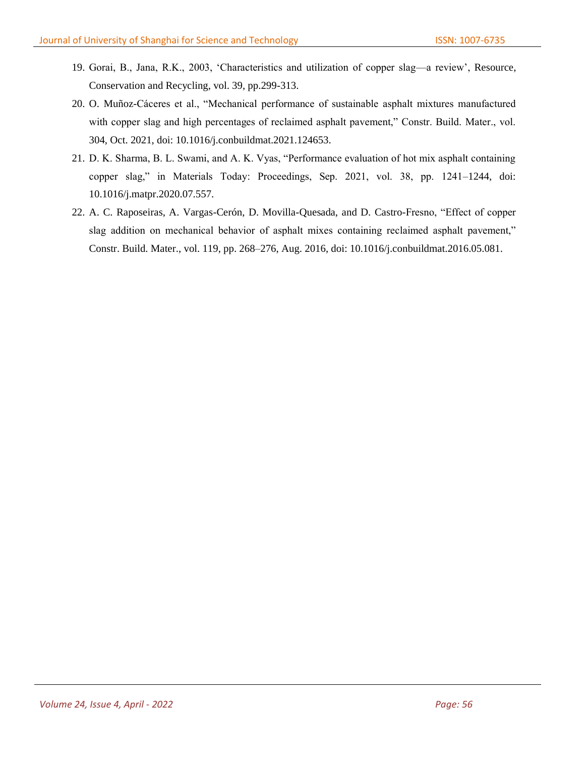19. Gorai, B., Jana, R.K., 2003, 'Characteristics and utilization of copper slag—a review', Resource, Conservation and Recycling, vol. 39, pp.299-313.
20. O. Muñoz-Cáceres et al., "Mechanical performance of sustainable asphalt mixtures manufactured with copper slag and high percentages of reclaimed asphalt pavement," Constr. Build. Mater., vol. 304, Oct. 2021, doi: 10.1016/j.conbuildmat.2021.124653.
21. D. K. Sharma, B. L. Swami, and A. K. Vyas, "Performance evaluation of hot mix asphalt containing copper slag," in Materials Today: Proceedings, Sep. 2021, vol. 38, pp. 1241–1244, doi: 10.1016/j.matpr.2020.07.557.
22. A. C. Raposeiras, A. Vargas-Cerón, D. Movilla-Quesada, and D. Castro-Fresno, "Effect of copper slag addition on mechanical behavior of asphalt mixes containing reclaimed asphalt pavement," Constr. Build. Mater., vol. 119, pp. 268–276, Aug. 2016, doi: 10.1016/j.conbuildmat.2016.05.081.